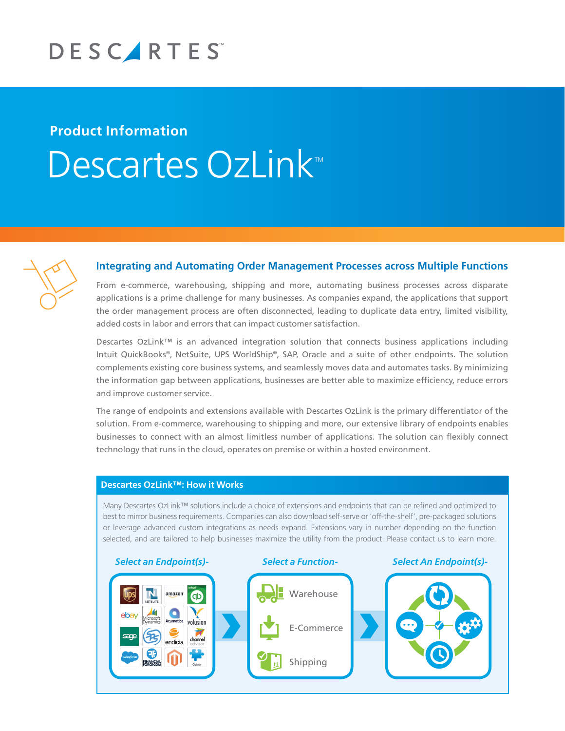Product Information

# Descartes OzLink™

## Integrating and Automating Order Management Processes across Multiple Functions

From e-commerce, warehousing, shipping and more, automating business processes across disparate applications is a prime challenge for many businesses. As companies expand, the applications that support the order management process are often disconnected, leading to duplicate data entry, limited visibility, added costs in labor and errors that can impact customer satisfaction.

Descartes OzLink™ is an advanced integration solution that connects business applications including Intuit QuickBooks®, NetSuite, UPS WorldShip®, SAP, Oracle and a suite of other endpoints. The solution complements existing core business systems, and seamlessly moves data and automates tasks. By minimizing the information gap between applications, businesses are better able to maximize efficiency, reduce errors and improve customer service.

The range of endpoints and extensions available with Descartes OzLink is the primary differentiator of the solution. From e-commerce, warehousing to shipping and more, our extensive library of endpoints enables businesses to connect with an almost limitless number of applications. The solution can flexibly connect technology that runs in the cloud, operates on premise or within a hosted environment.

### Descartes OzLink™: How it Works

Many Descartes OzLink™ solutions include a choice of extensions and endpoints that can be refined and optimized to best to mirror business requirements. Companies can also download self-serve or 'off-the-shelf', pre-packaged solutions or leverage advanced custom integrations as needs expand. Extensions vary in number depending on the function selected, and are tailored to help businesses maximize the utility from the product. Please contact us to learn more.

*Select an Endpoint(s)-* → *Select a Function-* → *Select An Endpoint(s)-*

Warehouse

E-Commerce

Shipping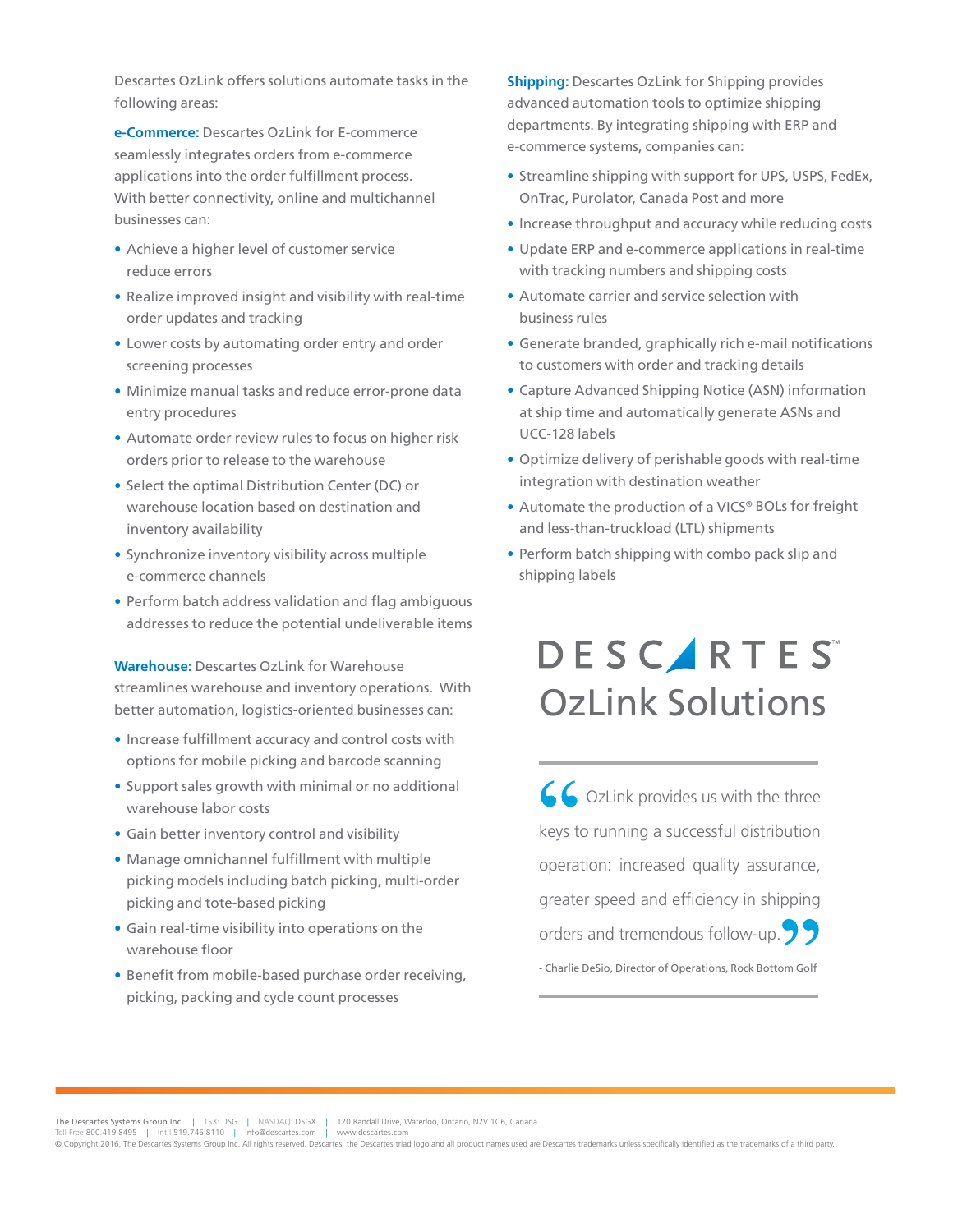Descartes OzLink offers solutions automate tasks in the following areas:

**e-Commerce:** Descartes OzLink for E-commerce seamlessly integrates orders from e-commerce applications into the order fulfillment process. With better connectivity, online and multichannel businesses can:

- Achieve a higher level of customer service reduce errors
- Realize improved insight and visibility with real-time order updates and tracking
- Lower costs by automating order entry and order screening processes
- Minimize manual tasks and reduce error-prone data entry procedures
- Automate order review rules to focus on higher risk orders prior to release to the warehouse
- Select the optimal Distribution Center (DC) or warehouse location based on destination and inventory availability
- Synchronize inventory visibility across multiple e-commerce channels
- Perform batch address validation and flag ambiguous addresses to reduce the potential undeliverable items

**Warehouse:** Descartes OzLink for Warehouse streamlines warehouse and inventory operations. With better automation, logistics-oriented businesses can:

- Increase fulfillment accuracy and control costs with options for mobile picking and barcode scanning
- Support sales growth with minimal or no additional warehouse labor costs
- Gain better inventory control and visibility
- Manage omnichannel fulfillment with multiple picking models including batch picking, multi-order picking and tote-based picking
- Gain real-time visibility into operations on the warehouse floor
- Benefit from mobile-based purchase order receiving, picking, packing and cycle count processes

**Shipping:** Descartes OzLink for Shipping provides advanced automation tools to optimize shipping departments. By integrating shipping with ERP and e-commerce systems, companies can:

- Streamline shipping with support for UPS, USPS, FedEx, OnTrac, Purolator, Canada Post and more
- Increase throughput and accuracy while reducing costs
- Update ERP and e-commerce applications in real-time with tracking numbers and shipping costs
- Automate carrier and service selection with business rules
- Generate branded, graphically rich e-mail notifications to customers with order and tracking details
- Capture Advanced Shipping Notice (ASN) information at ship time and automatically generate ASNs and UCC-128 labels
- Optimize delivery of perishable goods with real-time integration with destination weather
- Automate the production of a VICS® BOLs for freight and less-than-truckload (LTL) shipments
- Perform batch shipping with combo pack slip and shipping labels

# DESCARTES™ OzLink Solutions

> "OzLink provides us with the three keys to running a successful distribution operation: increased quality assurance, greater speed and efficiency in shipping orders and tremendous follow-up."
>
> - Charlie DeSio, Director of Operations, Rock Bottom Golf

The Descartes Systems Group Inc. | TSX: DSG | NASDAQ: DSGX | 120 Randall Drive, Waterloo, Ontario, N2V 1C6, Canada
Toll Free 800.419.8495 | Int'l 519.746.8110 | info@descartes.com | www.descartes.com
© Copyright 2016, The Descartes Systems Group Inc. All rights reserved. Descartes, the Descartes triad logo and all product names used are Descartes trademarks unless specifically identified as the trademarks of a third party.